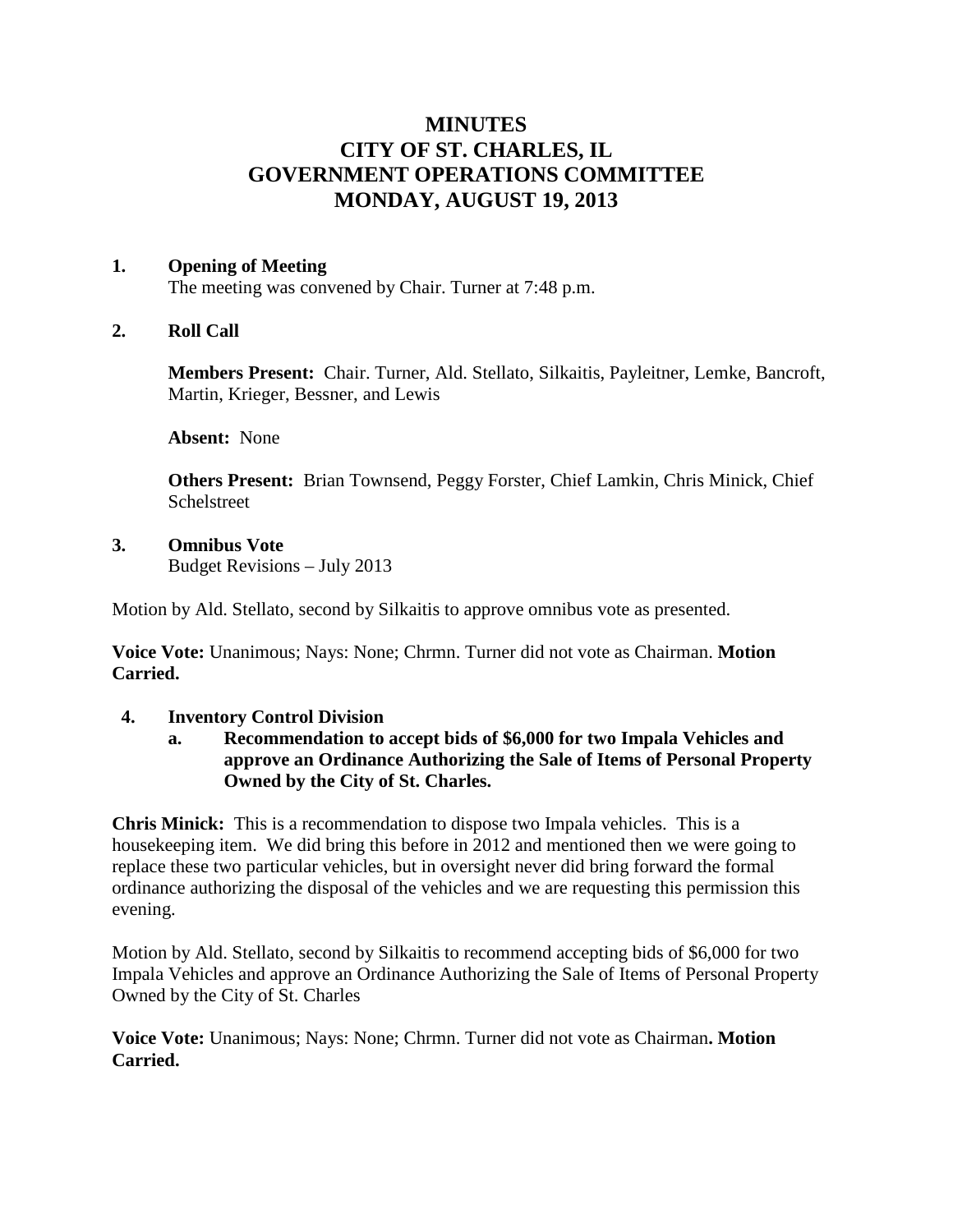# MINUTES
# CITY OF ST. CHARLES, IL
# GOVERNMENT OPERATIONS COMMITTEE
# MONDAY, AUGUST 19, 2013

**1. Opening of Meeting**

The meeting was convened by Chair. Turner at 7:48 p.m.

**2. Roll Call**

**Members Present:** Chair. Turner, Ald. Stellato, Silkaitis, Payleitner, Lemke, Bancroft, Martin, Krieger, Bessner, and Lewis

**Absent:** None

**Others Present:** Brian Townsend, Peggy Forster, Chief Lamkin, Chris Minick, Chief Schelstreet

**3. Omnibus Vote**

Budget Revisions – July 2013

Motion by Ald. Stellato, second by Silkaitis to approve omnibus vote as presented.

**Voice Vote:** Unanimous; Nays: None; Chrmn. Turner did not vote as Chairman. **Motion Carried.**

**4. Inventory Control Division**

**a. Recommendation to accept bids of $6,000 for two Impala Vehicles and approve an Ordinance Authorizing the Sale of Items of Personal Property Owned by the City of St. Charles.**

**Chris Minick:** This is a recommendation to dispose two Impala vehicles. This is a housekeeping item. We did bring this before in 2012 and mentioned then we were going to replace these two particular vehicles, but in oversight never did bring forward the formal ordinance authorizing the disposal of the vehicles and we are requesting this permission this evening.

Motion by Ald. Stellato, second by Silkaitis to recommend accepting bids of $6,000 for two Impala Vehicles and approve an Ordinance Authorizing the Sale of Items of Personal Property Owned by the City of St. Charles

**Voice Vote:** Unanimous; Nays: None; Chrmn. Turner did not vote as Chairman**. Motion Carried.**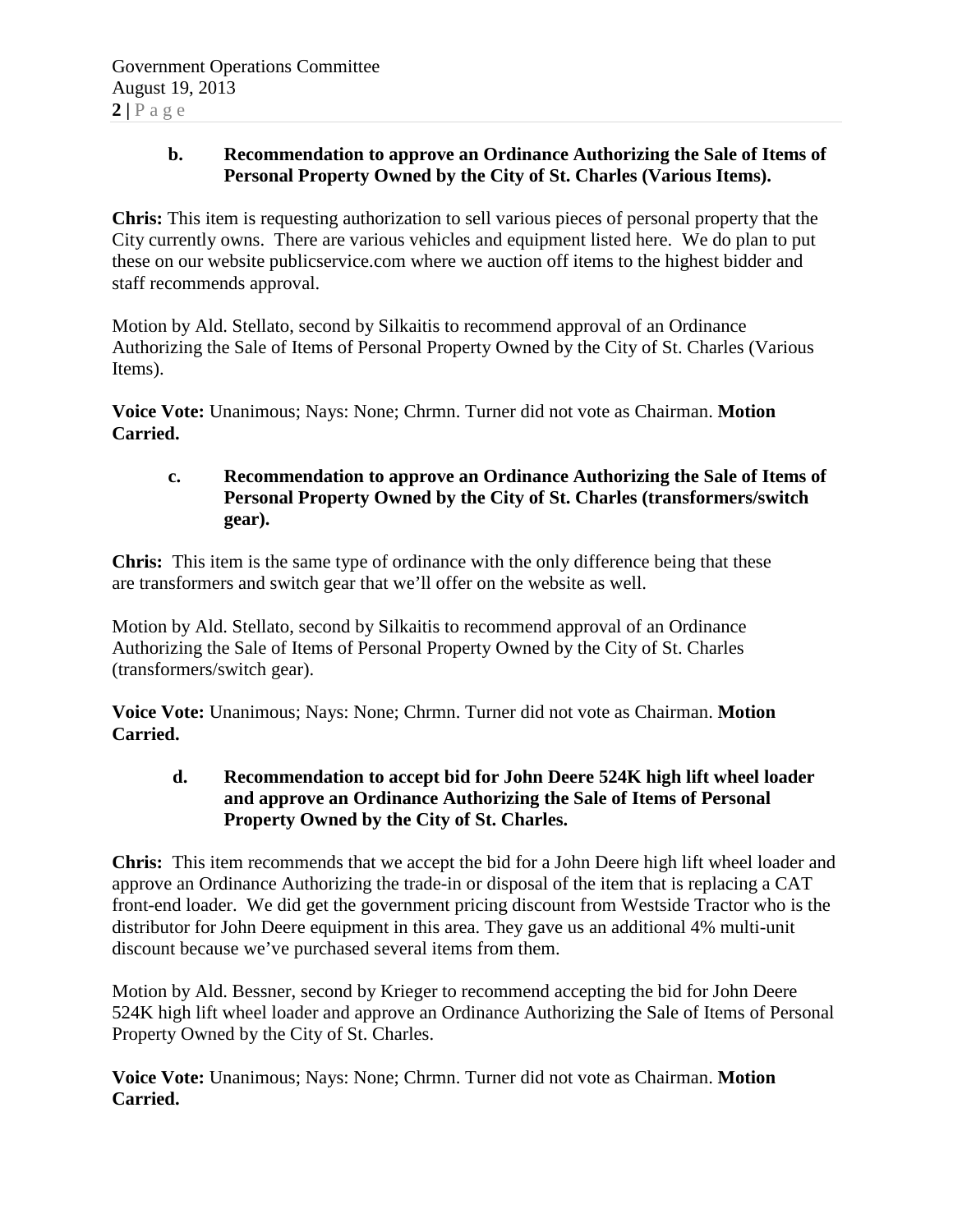**b. Recommendation to approve an Ordinance Authorizing the Sale of Items of Personal Property Owned by the City of St. Charles (Various Items).**

**Chris:** This item is requesting authorization to sell various pieces of personal property that the City currently owns. There are various vehicles and equipment listed here. We do plan to put these on our website publicservice.com where we auction off items to the highest bidder and staff recommends approval.

Motion by Ald. Stellato, second by Silkaitis to recommend approval of an Ordinance Authorizing the Sale of Items of Personal Property Owned by the City of St. Charles (Various Items).

**Voice Vote:** Unanimous; Nays: None; Chrmn. Turner did not vote as Chairman. **Motion Carried.**

**c. Recommendation to approve an Ordinance Authorizing the Sale of Items of Personal Property Owned by the City of St. Charles (transformers/switch gear).**

**Chris:** This item is the same type of ordinance with the only difference being that these are transformers and switch gear that we'll offer on the website as well.

Motion by Ald. Stellato, second by Silkaitis to recommend approval of an Ordinance Authorizing the Sale of Items of Personal Property Owned by the City of St. Charles (transformers/switch gear).

**Voice Vote:** Unanimous; Nays: None; Chrmn. Turner did not vote as Chairman. **Motion Carried.**

**d. Recommendation to accept bid for John Deere 524K high lift wheel loader and approve an Ordinance Authorizing the Sale of Items of Personal Property Owned by the City of St. Charles.**

**Chris:** This item recommends that we accept the bid for a John Deere high lift wheel loader and approve an Ordinance Authorizing the trade-in or disposal of the item that is replacing a CAT front-end loader. We did get the government pricing discount from Westside Tractor who is the distributor for John Deere equipment in this area. They gave us an additional 4% multi-unit discount because we've purchased several items from them.

Motion by Ald. Bessner, second by Krieger to recommend accepting the bid for John Deere 524K high lift wheel loader and approve an Ordinance Authorizing the Sale of Items of Personal Property Owned by the City of St. Charles.

**Voice Vote:** Unanimous; Nays: None; Chrmn. Turner did not vote as Chairman. **Motion Carried.**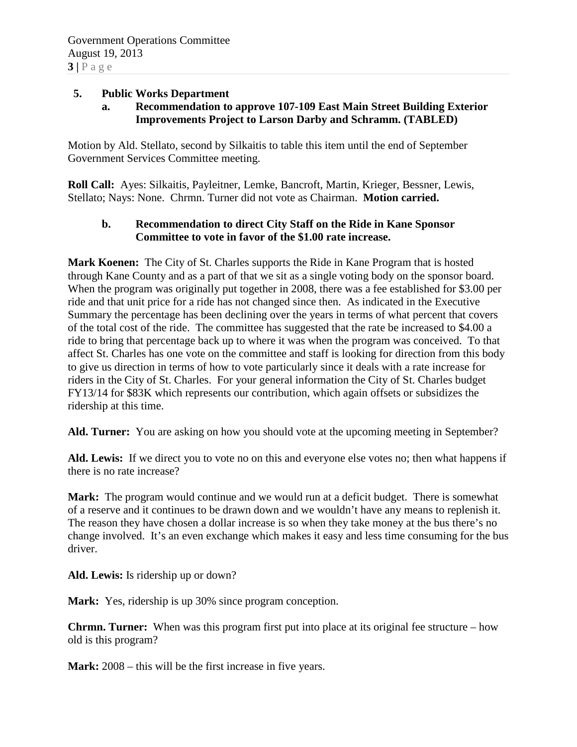5. **Public Works Department**

   a. **Recommendation to approve 107-109 East Main Street Building Exterior Improvements Project to Larson Darby and Schramm. (TABLED)**

Motion by Ald. Stellato, second by Silkaitis to table this item until the end of September Government Services Committee meeting.

**Roll Call:** Ayes: Silkaitis, Payleitner, Lemke, Bancroft, Martin, Krieger, Bessner, Lewis, Stellato; Nays: None. Chrmn. Turner did not vote as Chairman. **Motion carried.**

   b. **Recommendation to direct City Staff on the Ride in Kane Sponsor Committee to vote in favor of the $1.00 rate increase.**

**Mark Koenen:** The City of St. Charles supports the Ride in Kane Program that is hosted through Kane County and as a part of that we sit as a single voting body on the sponsor board. When the program was originally put together in 2008, there was a fee established for $3.00 per ride and that unit price for a ride has not changed since then. As indicated in the Executive Summary the percentage has been declining over the years in terms of what percent that covers of the total cost of the ride. The committee has suggested that the rate be increased to $4.00 a ride to bring that percentage back up to where it was when the program was conceived. To that affect St. Charles has one vote on the committee and staff is looking for direction from this body to give us direction in terms of how to vote particularly since it deals with a rate increase for riders in the City of St. Charles. For your general information the City of St. Charles budget FY13/14 for $83K which represents our contribution, which again offsets or subsidizes the ridership at this time.

**Ald. Turner:** You are asking on how you should vote at the upcoming meeting in September?

**Ald. Lewis:** If we direct you to vote no on this and everyone else votes no; then what happens if there is no rate increase?

**Mark:** The program would continue and we would run at a deficit budget. There is somewhat of a reserve and it continues to be drawn down and we wouldn't have any means to replenish it. The reason they have chosen a dollar increase is so when they take money at the bus there's no change involved. It's an even exchange which makes it easy and less time consuming for the bus driver.

**Ald. Lewis:** Is ridership up or down?

**Mark:** Yes, ridership is up 30% since program conception.

**Chrmn. Turner:** When was this program first put into place at its original fee structure – how old is this program?

**Mark:** 2008 – this will be the first increase in five years.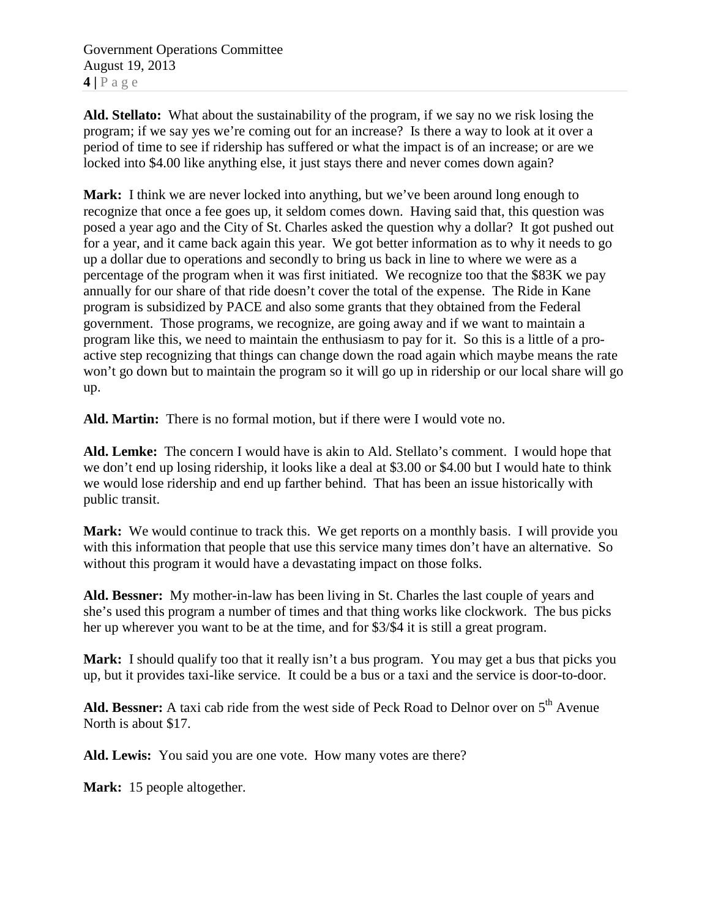**Ald. Stellato:** What about the sustainability of the program, if we say no we risk losing the program; if we say yes we're coming out for an increase? Is there a way to look at it over a period of time to see if ridership has suffered or what the impact is of an increase; or are we locked into $4.00 like anything else, it just stays there and never comes down again?

**Mark:** I think we are never locked into anything, but we've been around long enough to recognize that once a fee goes up, it seldom comes down. Having said that, this question was posed a year ago and the City of St. Charles asked the question why a dollar? It got pushed out for a year, and it came back again this year. We got better information as to why it needs to go up a dollar due to operations and secondly to bring us back in line to where we were as a percentage of the program when it was first initiated. We recognize too that the $83K we pay annually for our share of that ride doesn't cover the total of the expense. The Ride in Kane program is subsidized by PACE and also some grants that they obtained from the Federal government. Those programs, we recognize, are going away and if we want to maintain a program like this, we need to maintain the enthusiasm to pay for it. So this is a little of a pro-active step recognizing that things can change down the road again which maybe means the rate won't go down but to maintain the program so it will go up in ridership or our local share will go up.

**Ald. Martin:** There is no formal motion, but if there were I would vote no.

**Ald. Lemke:** The concern I would have is akin to Ald. Stellato's comment. I would hope that we don't end up losing ridership, it looks like a deal at $3.00 or $4.00 but I would hate to think we would lose ridership and end up farther behind. That has been an issue historically with public transit.

**Mark:** We would continue to track this. We get reports on a monthly basis. I will provide you with this information that people that use this service many times don't have an alternative. So without this program it would have a devastating impact on those folks.

**Ald. Bessner:** My mother-in-law has been living in St. Charles the last couple of years and she's used this program a number of times and that thing works like clockwork. The bus picks her up wherever you want to be at the time, and for $3/$4 it is still a great program.

**Mark:** I should qualify too that it really isn't a bus program. You may get a bus that picks you up, but it provides taxi-like service. It could be a bus or a taxi and the service is door-to-door.

**Ald. Bessner:** A taxi cab ride from the west side of Peck Road to Delnor over on 5th Avenue North is about $17.

**Ald. Lewis:** You said you are one vote. How many votes are there?

**Mark:** 15 people altogether.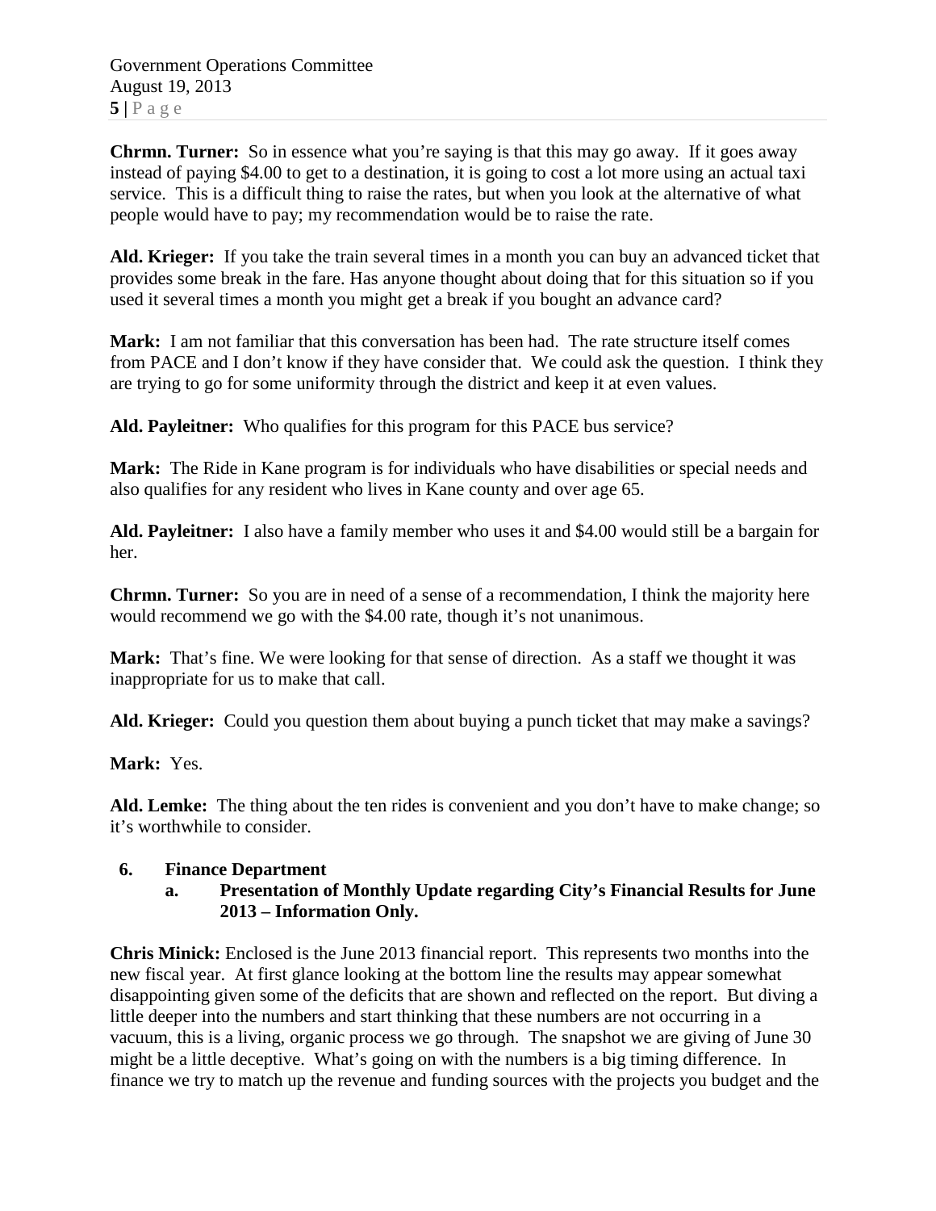**Chrmn. Turner:** So in essence what you're saying is that this may go away. If it goes away instead of paying $4.00 to get to a destination, it is going to cost a lot more using an actual taxi service. This is a difficult thing to raise the rates, but when you look at the alternative of what people would have to pay; my recommendation would be to raise the rate.

**Ald. Krieger:** If you take the train several times in a month you can buy an advanced ticket that provides some break in the fare. Has anyone thought about doing that for this situation so if you used it several times a month you might get a break if you bought an advance card?

**Mark:** I am not familiar that this conversation has been had. The rate structure itself comes from PACE and I don't know if they have consider that. We could ask the question. I think they are trying to go for some uniformity through the district and keep it at even values.

**Ald. Payleitner:** Who qualifies for this program for this PACE bus service?

**Mark:** The Ride in Kane program is for individuals who have disabilities or special needs and also qualifies for any resident who lives in Kane county and over age 65.

**Ald. Payleitner:** I also have a family member who uses it and $4.00 would still be a bargain for her.

**Chrmn. Turner:** So you are in need of a sense of a recommendation, I think the majority here would recommend we go with the $4.00 rate, though it's not unanimous.

**Mark:** That's fine. We were looking for that sense of direction. As a staff we thought it was inappropriate for us to make that call.

**Ald. Krieger:** Could you question them about buying a punch ticket that may make a savings?

**Mark:** Yes.

**Ald. Lemke:** The thing about the ten rides is convenient and you don't have to make change; so it's worthwhile to consider.

**6. Finance Department**

**a. Presentation of Monthly Update regarding City's Financial Results for June 2013 – Information Only.**

**Chris Minick:** Enclosed is the June 2013 financial report. This represents two months into the new fiscal year. At first glance looking at the bottom line the results may appear somewhat disappointing given some of the deficits that are shown and reflected on the report. But diving a little deeper into the numbers and start thinking that these numbers are not occurring in a vacuum, this is a living, organic process we go through. The snapshot we are giving of June 30 might be a little deceptive. What's going on with the numbers is a big timing difference. In finance we try to match up the revenue and funding sources with the projects you budget and the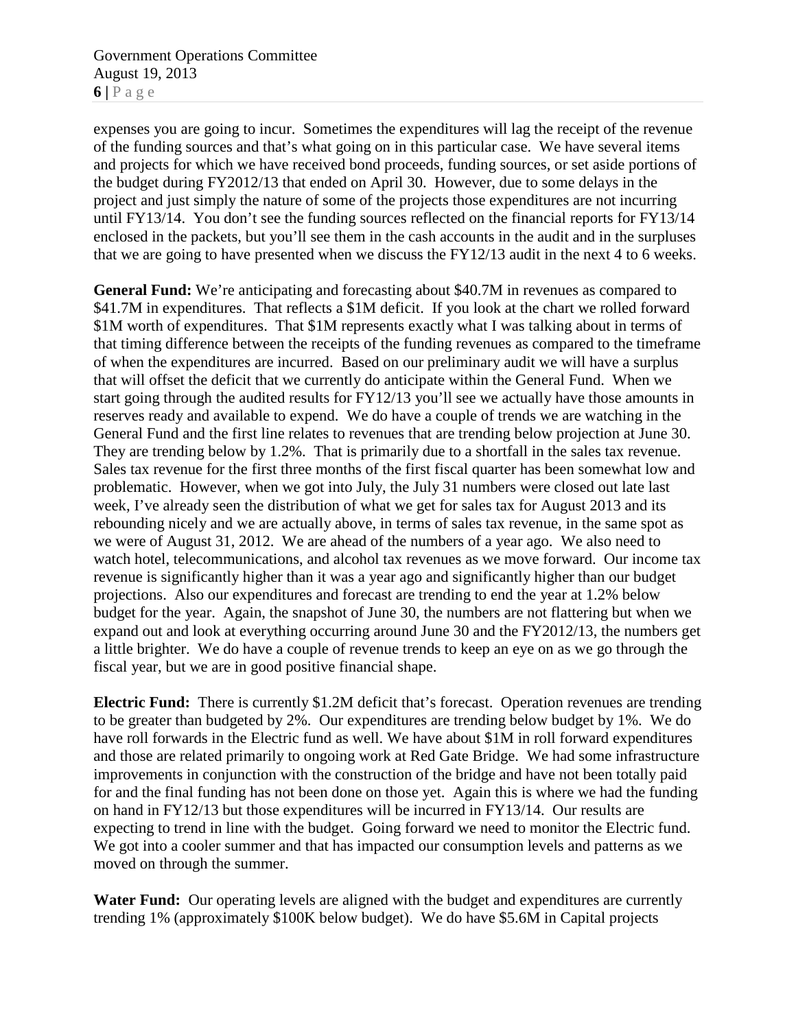expenses you are going to incur. Sometimes the expenditures will lag the receipt of the revenue of the funding sources and that's what going on in this particular case. We have several items and projects for which we have received bond proceeds, funding sources, or set aside portions of the budget during FY2012/13 that ended on April 30. However, due to some delays in the project and just simply the nature of some of the projects those expenditures are not incurring until FY13/14. You don't see the funding sources reflected on the financial reports for FY13/14 enclosed in the packets, but you'll see them in the cash accounts in the audit and in the surpluses that we are going to have presented when we discuss the FY12/13 audit in the next 4 to 6 weeks.

**General Fund:** We're anticipating and forecasting about $40.7M in revenues as compared to $41.7M in expenditures. That reflects a $1M deficit. If you look at the chart we rolled forward $1M worth of expenditures. That $1M represents exactly what I was talking about in terms of that timing difference between the receipts of the funding revenues as compared to the timeframe of when the expenditures are incurred. Based on our preliminary audit we will have a surplus that will offset the deficit that we currently do anticipate within the General Fund. When we start going through the audited results for FY12/13 you'll see we actually have those amounts in reserves ready and available to expend. We do have a couple of trends we are watching in the General Fund and the first line relates to revenues that are trending below projection at June 30. They are trending below by 1.2%. That is primarily due to a shortfall in the sales tax revenue. Sales tax revenue for the first three months of the first fiscal quarter has been somewhat low and problematic. However, when we got into July, the July 31 numbers were closed out late last week, I've already seen the distribution of what we get for sales tax for August 2013 and its rebounding nicely and we are actually above, in terms of sales tax revenue, in the same spot as we were of August 31, 2012. We are ahead of the numbers of a year ago. We also need to watch hotel, telecommunications, and alcohol tax revenues as we move forward. Our income tax revenue is significantly higher than it was a year ago and significantly higher than our budget projections. Also our expenditures and forecast are trending to end the year at 1.2% below budget for the year. Again, the snapshot of June 30, the numbers are not flattering but when we expand out and look at everything occurring around June 30 and the FY2012/13, the numbers get a little brighter. We do have a couple of revenue trends to keep an eye on as we go through the fiscal year, but we are in good positive financial shape.

**Electric Fund:** There is currently $1.2M deficit that's forecast. Operation revenues are trending to be greater than budgeted by 2%. Our expenditures are trending below budget by 1%. We do have roll forwards in the Electric fund as well. We have about $1M in roll forward expenditures and those are related primarily to ongoing work at Red Gate Bridge. We had some infrastructure improvements in conjunction with the construction of the bridge and have not been totally paid for and the final funding has not been done on those yet. Again this is where we had the funding on hand in FY12/13 but those expenditures will be incurred in FY13/14. Our results are expecting to trend in line with the budget. Going forward we need to monitor the Electric fund. We got into a cooler summer and that has impacted our consumption levels and patterns as we moved on through the summer.

**Water Fund:** Our operating levels are aligned with the budget and expenditures are currently trending 1% (approximately $100K below budget). We do have $5.6M in Capital projects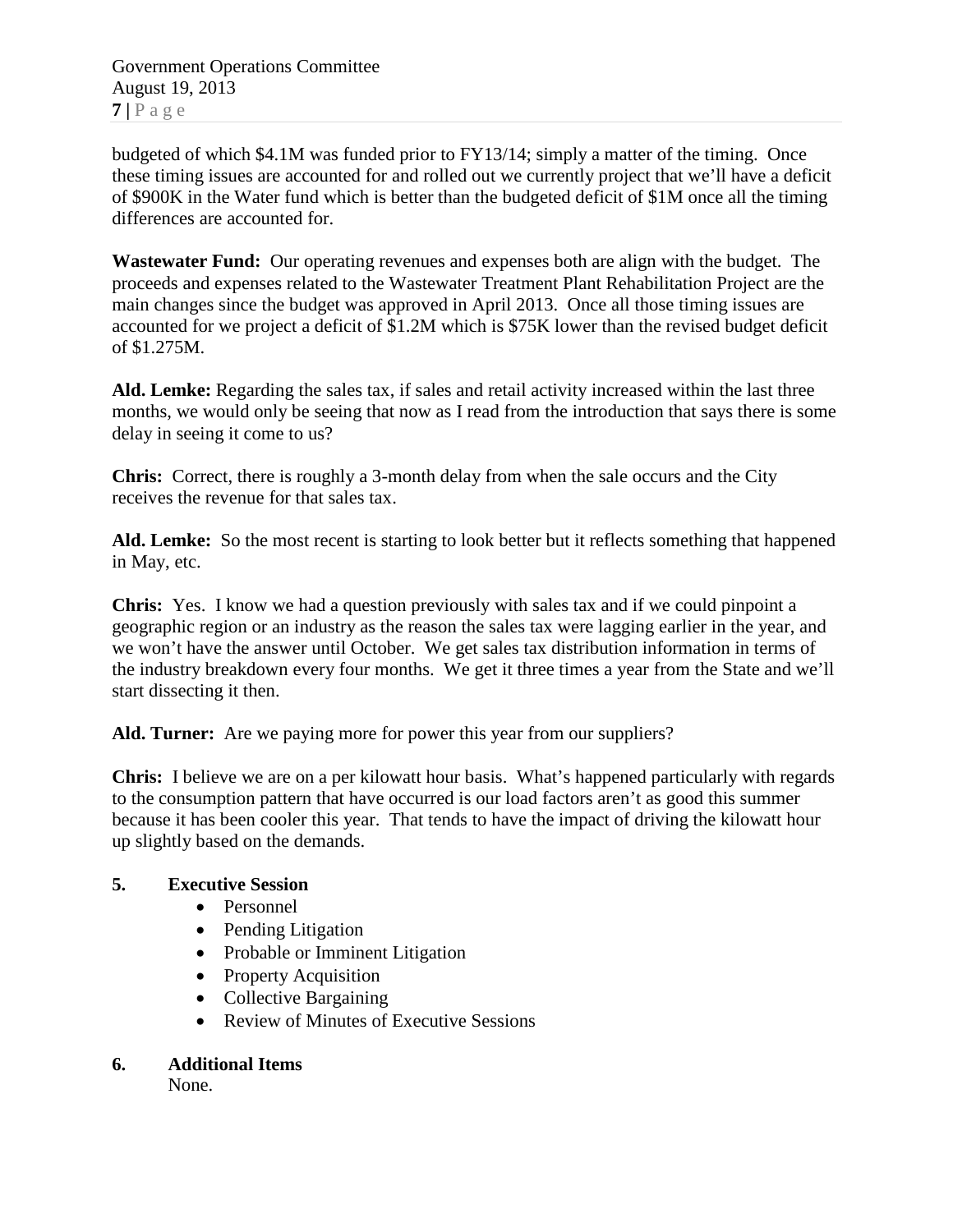budgeted of which $4.1M was funded prior to FY13/14; simply a matter of the timing. Once these timing issues are accounted for and rolled out we currently project that we'll have a deficit of $900K in the Water fund which is better than the budgeted deficit of $1M once all the timing differences are accounted for.

**Wastewater Fund:** Our operating revenues and expenses both are align with the budget. The proceeds and expenses related to the Wastewater Treatment Plant Rehabilitation Project are the main changes since the budget was approved in April 2013. Once all those timing issues are accounted for we project a deficit of $1.2M which is $75K lower than the revised budget deficit of $1.275M.

**Ald. Lemke:** Regarding the sales tax, if sales and retail activity increased within the last three months, we would only be seeing that now as I read from the introduction that says there is some delay in seeing it come to us?

**Chris:** Correct, there is roughly a 3-month delay from when the sale occurs and the City receives the revenue for that sales tax.

**Ald. Lemke:** So the most recent is starting to look better but it reflects something that happened in May, etc.

**Chris:** Yes. I know we had a question previously with sales tax and if we could pinpoint a geographic region or an industry as the reason the sales tax were lagging earlier in the year, and we won't have the answer until October. We get sales tax distribution information in terms of the industry breakdown every four months. We get it three times a year from the State and we'll start dissecting it then.

**Ald. Turner:** Are we paying more for power this year from our suppliers?

**Chris:** I believe we are on a per kilowatt hour basis. What's happened particularly with regards to the consumption pattern that have occurred is our load factors aren't as good this summer because it has been cooler this year. That tends to have the impact of driving the kilowatt hour up slightly based on the demands.

**5. Executive Session**

- Personnel
- Pending Litigation
- Probable or Imminent Litigation
- Property Acquisition
- Collective Bargaining
- Review of Minutes of Executive Sessions

**6. Additional Items**

None.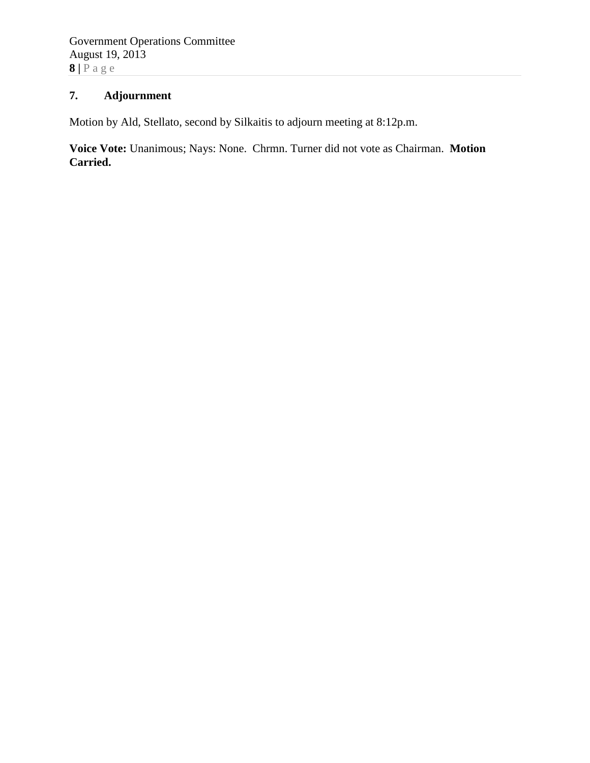## 7. Adjournment

Motion by Ald, Stellato, second by Silkaitis to adjourn meeting at 8:12p.m.

**Voice Vote:** Unanimous; Nays: None. Chrmn. Turner did not vote as Chairman. **Motion Carried.**